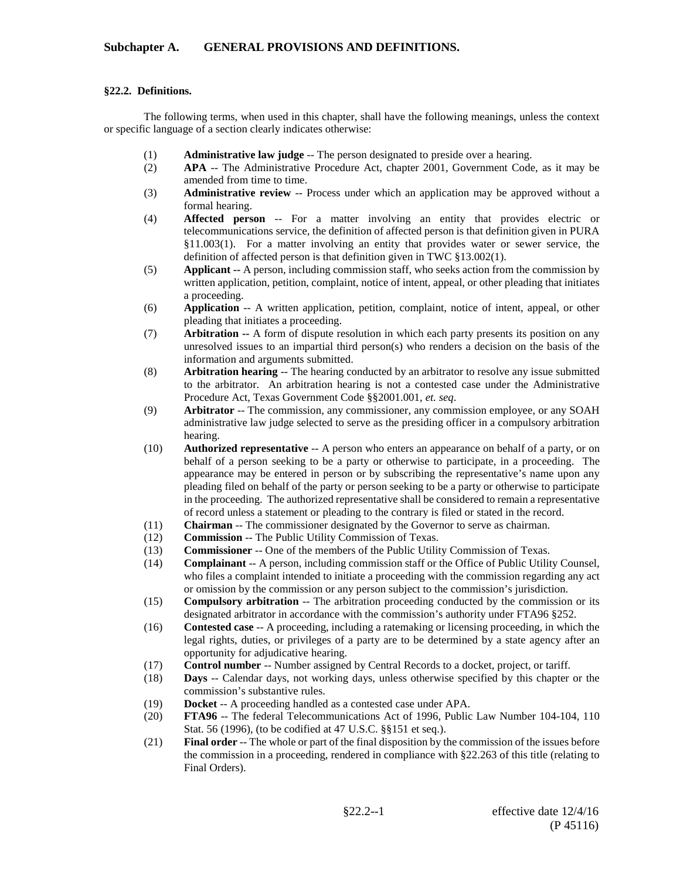## Subchapter A. GENERAL PROVISIONS AND DEFINITIONS.

### §22.2. Definitions.

The following terms, when used in this chapter, shall have the following meanings, unless the context or specific language of a section clearly indicates otherwise:

(1) **Administrative law judge** -- The person designated to preside over a hearing.

(2) **APA** -- The Administrative Procedure Act, chapter 2001, Government Code, as it may be amended from time to time.

(3) **Administrative review** -- Process under which an application may be approved without a formal hearing.

(4) **Affected person** -- For a matter involving an entity that provides electric or telecommunications service, the definition of affected person is that definition given in PURA §11.003(1). For a matter involving an entity that provides water or sewer service, the definition of affected person is that definition given in TWC §13.002(1).

(5) **Applicant --** A person, including commission staff, who seeks action from the commission by written application, petition, complaint, notice of intent, appeal, or other pleading that initiates a proceeding.

(6) **Application** -- A written application, petition, complaint, notice of intent, appeal, or other pleading that initiates a proceeding.

(7) **Arbitration --** A form of dispute resolution in which each party presents its position on any unresolved issues to an impartial third person(s) who renders a decision on the basis of the information and arguments submitted.

(8) **Arbitration hearing** -- The hearing conducted by an arbitrator to resolve any issue submitted to the arbitrator. An arbitration hearing is not a contested case under the Administrative Procedure Act, Texas Government Code §§2001.001, *et. seq*.

(9) **Arbitrator** -- The commission, any commissioner, any commission employee, or any SOAH administrative law judge selected to serve as the presiding officer in a compulsory arbitration hearing.

(10) **Authorized representative** -- A person who enters an appearance on behalf of a party, or on behalf of a person seeking to be a party or otherwise to participate, in a proceeding. The appearance may be entered in person or by subscribing the representative's name upon any pleading filed on behalf of the party or person seeking to be a party or otherwise to participate in the proceeding. The authorized representative shall be considered to remain a representative of record unless a statement or pleading to the contrary is filed or stated in the record.

(11) **Chairman** -- The commissioner designated by the Governor to serve as chairman.

(12) **Commission** -- The Public Utility Commission of Texas.

(13) **Commissioner** -- One of the members of the Public Utility Commission of Texas.

(14) **Complainant** -- A person, including commission staff or the Office of Public Utility Counsel, who files a complaint intended to initiate a proceeding with the commission regarding any act or omission by the commission or any person subject to the commission's jurisdiction.

(15) **Compulsory arbitration** -- The arbitration proceeding conducted by the commission or its designated arbitrator in accordance with the commission's authority under FTA96 §252.

(16) **Contested case** -- A proceeding, including a ratemaking or licensing proceeding, in which the legal rights, duties, or privileges of a party are to be determined by a state agency after an opportunity for adjudicative hearing.

(17) **Control number** -- Number assigned by Central Records to a docket, project, or tariff.

(18) **Days** -- Calendar days, not working days, unless otherwise specified by this chapter or the commission's substantive rules.

(19) **Docket** -- A proceeding handled as a contested case under APA.

(20) **FTA96** -- The federal Telecommunications Act of 1996, Public Law Number 104-104, 110 Stat. 56 (1996), (to be codified at 47 U.S.C. §§151 et seq.).

(21) **Final order** -- The whole or part of the final disposition by the commission of the issues before the commission in a proceeding, rendered in compliance with §22.263 of this title (relating to Final Orders).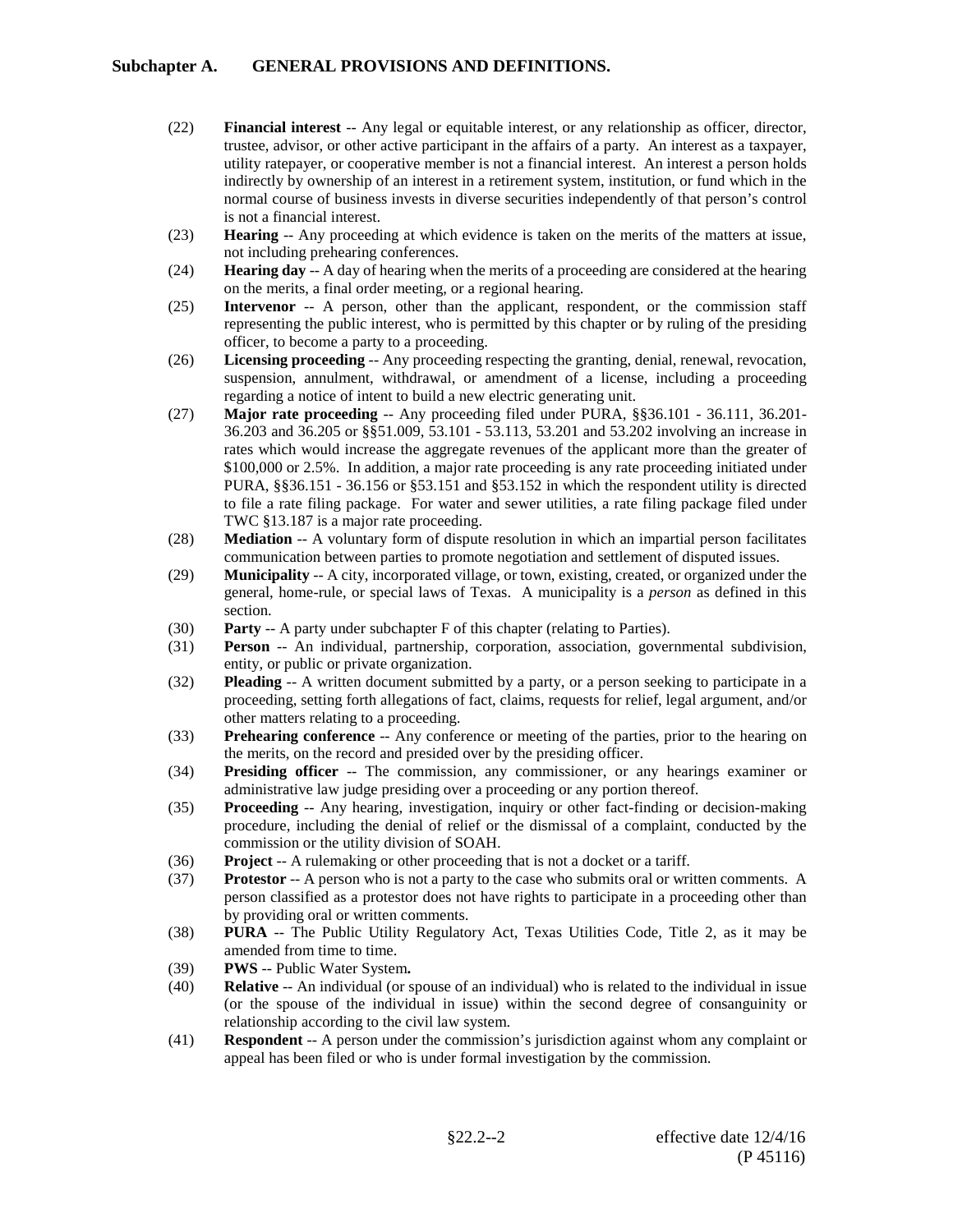(22) **Financial interest** -- Any legal or equitable interest, or any relationship as officer, director, trustee, advisor, or other active participant in the affairs of a party. An interest as a taxpayer, utility ratepayer, or cooperative member is not a financial interest. An interest a person holds indirectly by ownership of an interest in a retirement system, institution, or fund which in the normal course of business invests in diverse securities independently of that person's control is not a financial interest.

(23) **Hearing** -- Any proceeding at which evidence is taken on the merits of the matters at issue, not including prehearing conferences.

(24) **Hearing day** -- A day of hearing when the merits of a proceeding are considered at the hearing on the merits, a final order meeting, or a regional hearing.

(25) **Intervenor** -- A person, other than the applicant, respondent, or the commission staff representing the public interest, who is permitted by this chapter or by ruling of the presiding officer, to become a party to a proceeding.

(26) **Licensing proceeding** -- Any proceeding respecting the granting, denial, renewal, revocation, suspension, annulment, withdrawal, or amendment of a license, including a proceeding regarding a notice of intent to build a new electric generating unit.

(27) **Major rate proceeding** -- Any proceeding filed under PURA, §§36.101 - 36.111, 36.201-36.203 and 36.205 or §§51.009, 53.101 - 53.113, 53.201 and 53.202 involving an increase in rates which would increase the aggregate revenues of the applicant more than the greater of $100,000 or 2.5%. In addition, a major rate proceeding is any rate proceeding initiated under PURA, §§36.151 - 36.156 or §53.151 and §53.152 in which the respondent utility is directed to file a rate filing package. For water and sewer utilities, a rate filing package filed under TWC §13.187 is a major rate proceeding.

(28) **Mediation** -- A voluntary form of dispute resolution in which an impartial person facilitates communication between parties to promote negotiation and settlement of disputed issues.

(29) **Municipality** -- A city, incorporated village, or town, existing, created, or organized under the general, home-rule, or special laws of Texas. A municipality is a *person* as defined in this section.

(30) **Party** -- A party under subchapter F of this chapter (relating to Parties).

(31) **Person** -- An individual, partnership, corporation, association, governmental subdivision, entity, or public or private organization.

(32) **Pleading** -- A written document submitted by a party, or a person seeking to participate in a proceeding, setting forth allegations of fact, claims, requests for relief, legal argument, and/or other matters relating to a proceeding.

(33) **Prehearing conference** -- Any conference or meeting of the parties, prior to the hearing on the merits, on the record and presided over by the presiding officer.

(34) **Presiding officer** -- The commission, any commissioner, or any hearings examiner or administrative law judge presiding over a proceeding or any portion thereof.

(35) **Proceeding** -- Any hearing, investigation, inquiry or other fact-finding or decision-making procedure, including the denial of relief or the dismissal of a complaint, conducted by the commission or the utility division of SOAH.

(36) **Project** -- A rulemaking or other proceeding that is not a docket or a tariff.

(37) **Protestor** -- A person who is not a party to the case who submits oral or written comments. A person classified as a protestor does not have rights to participate in a proceeding other than by providing oral or written comments.

(38) **PURA** -- The Public Utility Regulatory Act, Texas Utilities Code, Title 2, as it may be amended from time to time.

(39) **PWS** -- Public Water System**.**

(40) **Relative** -- An individual (or spouse of an individual) who is related to the individual in issue (or the spouse of the individual in issue) within the second degree of consanguinity or relationship according to the civil law system.

(41) **Respondent** -- A person under the commission's jurisdiction against whom any complaint or appeal has been filed or who is under formal investigation by the commission.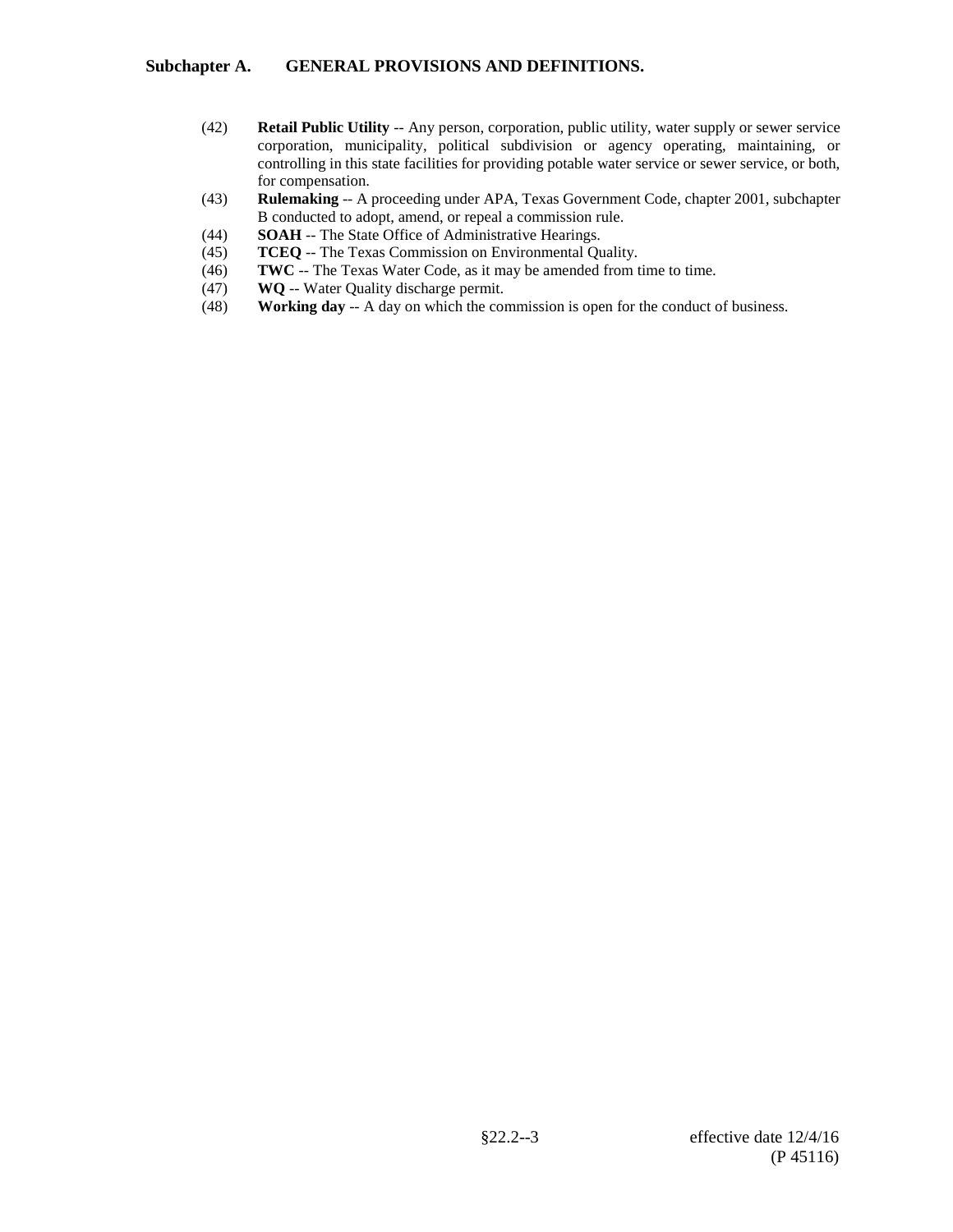(42) **Retail Public Utility** -- Any person, corporation, public utility, water supply or sewer service corporation, municipality, political subdivision or agency operating, maintaining, or controlling in this state facilities for providing potable water service or sewer service, or both, for compensation.

(43) **Rulemaking** -- A proceeding under APA, Texas Government Code, chapter 2001, subchapter B conducted to adopt, amend, or repeal a commission rule.

(44) **SOAH** -- The State Office of Administrative Hearings.

(45) **TCEQ** -- The Texas Commission on Environmental Quality.

(46) **TWC** -- The Texas Water Code, as it may be amended from time to time.

(47) **WQ** -- Water Quality discharge permit.

(48) **Working day** -- A day on which the commission is open for the conduct of business.